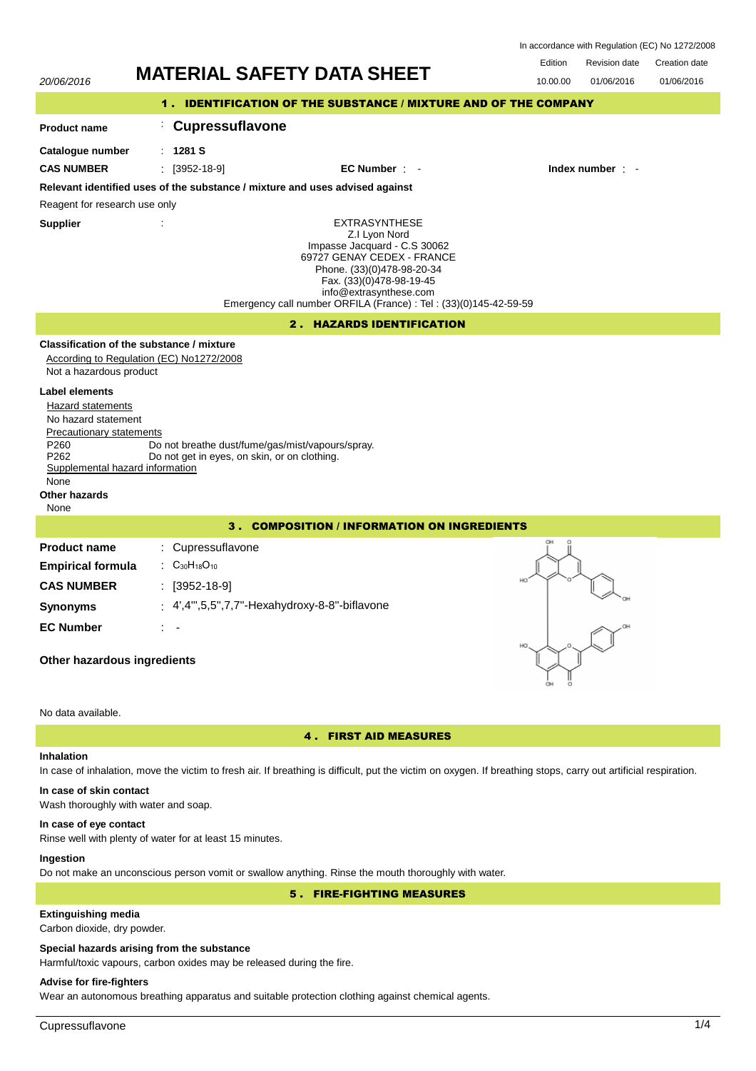In accordance with Regulation (EC) No 1272/2008

20/06/2016 **MATERIAL SAFETY DATA SHEET**

| Edition | Revision date | Creation date |
| --- | --- | --- |
| 10.00.00 | 01/06/2016 | 01/06/2016 |

## 1 . IDENTIFICATION OF THE SUBSTANCE / MIXTURE AND OF THE COMPANY

**Product name** : **Cupressuflavone**

**Catalogue number** : **1281 S**

**CAS NUMBER** : [3952-18-9] **EC Number** : - **Index number** : -

**Relevant identified uses of the substance / mixture and uses advised against**

Reagent for research use only

**Supplier** :

EXTRASYNTHESE
Z.I Lyon Nord
Impasse Jacquard - C.S 30062
69727 GENAY CEDEX - FRANCE
Phone. (33)(0)478-98-20-34
Fax. (33)(0)478-98-19-45
info@extrasynthese.com
Emergency call number ORFILA (France) : Tel : (33)(0)145-42-59-59

## 2 . HAZARDS IDENTIFICATION

**Classification of the substance / mixture**

According to Regulation (EC) No1272/2008

Not a hazardous product

**Label elements**

Hazard statements

No hazard statement

Precautionary statements

P260 Do not breathe dust/fume/gas/mist/vapours/spray.
P262 Do not get in eyes, on skin, or on clothing.

Supplemental hazard information

None

**Other hazards**

None

## 3 . COMPOSITION / INFORMATION ON INGREDIENTS

**Product name** : Cupressuflavone

**Empirical formula** : $C_{30}H_{18}O_{10}$

**CAS NUMBER** : [3952-18-9]

**Synonyms** : 4',4''',5,5'',7,7''-Hexahydroxy-8-8''-biflavone

**EC Number** : -

**Other hazardous ingredients**

No data available.

## 4 . FIRST AID MEASURES

**Inhalation**

In case of inhalation, move the victim to fresh air. If breathing is difficult, put the victim on oxygen. If breathing stops, carry out artificial respiration.

**In case of skin contact**

Wash thoroughly with water and soap.

**In case of eye contact**

Rinse well with plenty of water for at least 15 minutes.

**Ingestion**

Do not make an unconscious person vomit or swallow anything. Rinse the mouth thoroughly with water.

## 5 . FIRE-FIGHTING MEASURES

**Extinguishing media**

Carbon dioxide, dry powder.

**Special hazards arising from the substance**

Harmful/toxic vapours, carbon oxides may be released during the fire.

**Advise for fire-fighters**

Wear an autonomous breathing apparatus and suitable protection clothing against chemical agents.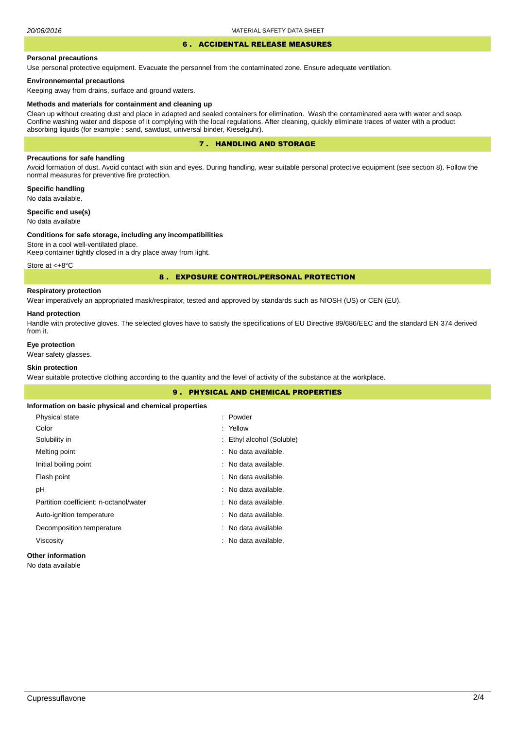## 6 . ACCIDENTAL RELEASE MEASURES

**Personal precautions**

Use personal protective equipment. Evacuate the personnel from the contaminated zone. Ensure adequate ventilation.

**Environnemental precautions**

Keeping away from drains, surface and ground waters.

**Methods and materials for containment and cleaning up**

Clean up without creating dust and place in adapted and sealed containers for elimination. Wash the contaminated aera with water and soap. Confine washing water and dispose of it complying with the local regulations. After cleaning, quickly eliminate traces of water with a product absorbing liquids (for example : sand, sawdust, universal binder, Kieselguhr).

## 7 . HANDLING AND STORAGE

**Precautions for safe handling**

Avoid formation of dust. Avoid contact with skin and eyes. During handling, wear suitable personal protective equipment (see section 8). Follow the normal measures for preventive fire protection.

**Specific handling**

No data available.

**Specific end use(s)**

No data available

**Conditions for safe storage, including any incompatibilities**

Store in a cool well-ventilated place.
Keep container tightly closed in a dry place away from light.

Store at <+8°C

## 8 . EXPOSURE CONTROL/PERSONAL PROTECTION

**Respiratory protection**

Wear imperatively an appropriated mask/respirator, tested and approved by standards such as NIOSH (US) or CEN (EU).

**Hand protection**

Handle with protective gloves. The selected gloves have to satisfy the specifications of EU Directive 89/686/EEC and the standard EN 374 derived from it.

**Eye protection**

Wear safety glasses.

**Skin protection**

Wear suitable protective clothing according to the quantity and the level of activity of the substance at the workplace.

## 9 . PHYSICAL AND CHEMICAL PROPERTIES

**Information on basic physical and chemical properties**

| | |
|---|---|
| Physical state | : Powder |
| Color | : Yellow |
| Solubility in | : Ethyl alcohol (Soluble) |
| Melting point | : No data available. |
| Initial boiling point | : No data available. |
| Flash point | : No data available. |
| pH | : No data available. |
| Partition coefficient: n-octanol/water | : No data available. |
| Auto-ignition temperature | : No data available. |
| Decomposition temperature | : No data available. |
| Viscosity | : No data available. |

**Other information**

No data available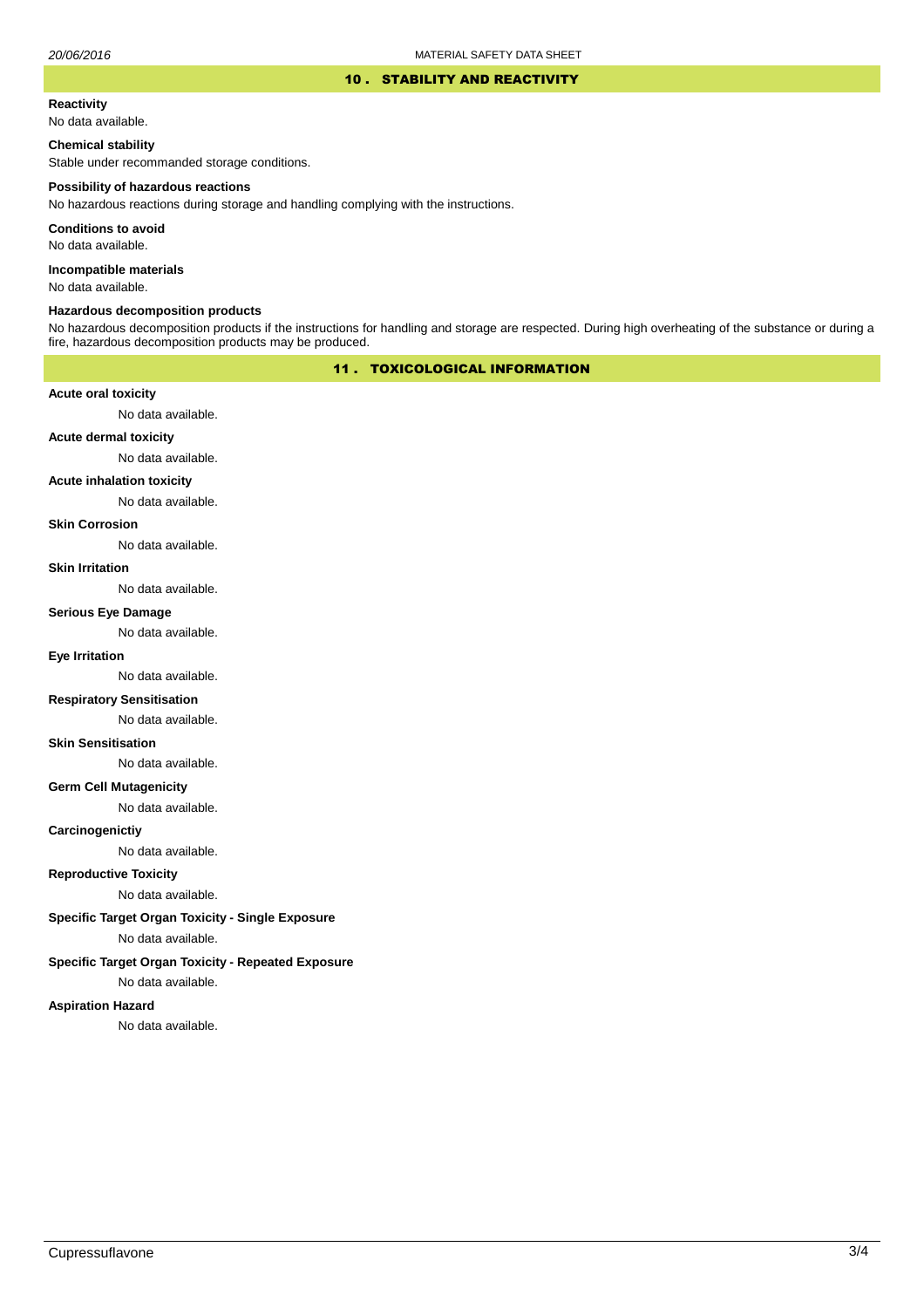## 10 . STABILITY AND REACTIVITY

**Reactivity**

No data available.

**Chemical stability**

Stable under recommanded storage conditions.

**Possibility of hazardous reactions**

No hazardous reactions during storage and handling complying with the instructions.

**Conditions to avoid**

No data available.

**Incompatible materials**

No data available.

**Hazardous decomposition products**

No hazardous decomposition products if the instructions for handling and storage are respected. During high overheating of the substance or during a fire, hazardous decomposition products may be produced.

## 11 . TOXICOLOGICAL INFORMATION

**Acute oral toxicity**

No data available.

**Acute dermal toxicity**

No data available.

**Acute inhalation toxicity**

No data available.

**Skin Corrosion**

No data available.

**Skin Irritation**

No data available.

**Serious Eye Damage**

No data available.

**Eye Irritation**

No data available.

**Respiratory Sensitisation**

No data available.

**Skin Sensitisation**

No data available.

**Germ Cell Mutagenicity**

No data available.

**Carcinogenictiy**

No data available.

**Reproductive Toxicity**

No data available.

**Specific Target Organ Toxicity - Single Exposure**

No data available.

**Specific Target Organ Toxicity - Repeated Exposure**

No data available.

**Aspiration Hazard**

No data available.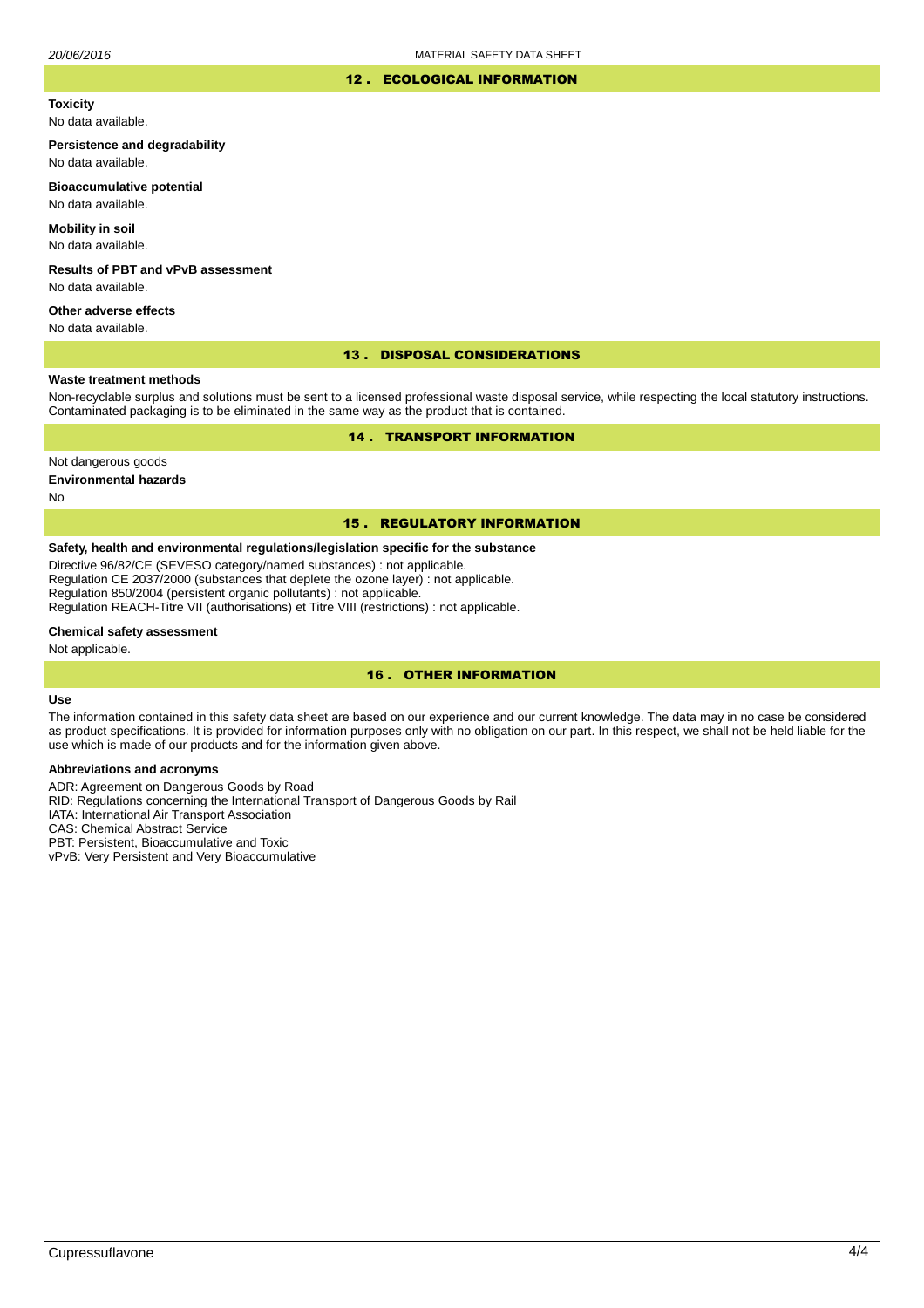## 12 . ECOLOGICAL INFORMATION

**Toxicity**

No data available.

**Persistence and degradability**

No data available.

**Bioaccumulative potential**

No data available.

**Mobility in soil**

No data available.

**Results of PBT and vPvB assessment**

No data available.

**Other adverse effects**

No data available.

## 13 . DISPOSAL CONSIDERATIONS

**Waste treatment methods**

Non-recyclable surplus and solutions must be sent to a licensed professional waste disposal service, while respecting the local statutory instructions. Contaminated packaging is to be eliminated in the same way as the product that is contained.

## 14 . TRANSPORT INFORMATION

Not dangerous goods

**Environmental hazards**

No

## 15 . REGULATORY INFORMATION

**Safety, health and environmental regulations/legislation specific for the substance**

Directive 96/82/CE (SEVESO category/named substances) : not applicable.
Regulation CE 2037/2000 (substances that deplete the ozone layer) : not applicable.
Regulation 850/2004 (persistent organic pollutants) : not applicable.
Regulation REACH-Titre VII (authorisations) et Titre VIII (restrictions) : not applicable.

**Chemical safety assessment**

Not applicable.

## 16 . OTHER INFORMATION

**Use**

The information contained in this safety data sheet are based on our experience and our current knowledge. The data may in no case be considered as product specifications. It is provided for information purposes only with no obligation on our part. In this respect, we shall not be held liable for the use which is made of our products and for the information given above.

**Abbreviations and acronyms**

ADR: Agreement on Dangerous Goods by Road
RID: Regulations concerning the International Transport of Dangerous Goods by Rail
IATA: International Air Transport Association
CAS: Chemical Abstract Service
PBT: Persistent, Bioaccumulative and Toxic
vPvB: Very Persistent and Very Bioaccumulative